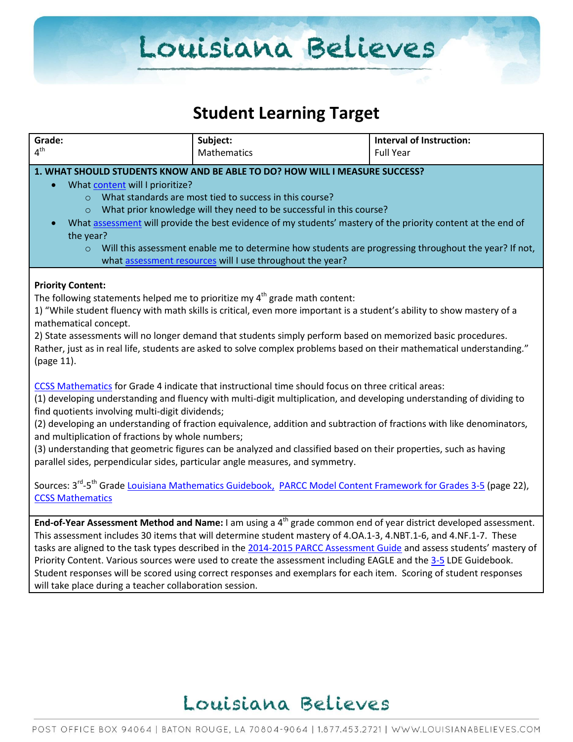# Student Learning Target

| Grade: 4th | Subject: Mathematics | Interval of Instruction: Full Year |
|---|---|---|

**1. WHAT SHOULD STUDENTS KNOW AND BE ABLE TO DO? HOW WILL I MEASURE SUCCESS?**

- What content will I prioritize?
  - What standards are most tied to success in this course?
  - What prior knowledge will they need to be successful in this course?
- What assessment will provide the best evidence of my students' mastery of the priority content at the end of the year?
  - Will this assessment enable me to determine how students are progressing throughout the year? If not, what assessment resources will I use throughout the year?

**Priority Content:**
The following statements helped me to prioritize my 4th grade math content:
1) "While student fluency with math skills is critical, even more important is a student's ability to show mastery of a mathematical concept.
2) State assessments will no longer demand that students simply perform based on memorized basic procedures. Rather, just as in real life, students are asked to solve complex problems based on their mathematical understanding." (page 11).

CCSS Mathematics for Grade 4 indicate that instructional time should focus on three critical areas:
(1) developing understanding and fluency with multi-digit multiplication, and developing understanding of dividing to find quotients involving multi-digit dividends;
(2) developing an understanding of fraction equivalence, addition and subtraction of fractions with like denominators, and multiplication of fractions by whole numbers;
(3) understanding that geometric figures can be analyzed and classified based on their properties, such as having parallel sides, perpendicular sides, particular angle measures, and symmetry.

Sources: 3rd-5th Grade Louisiana Mathematics Guidebook, PARCC Model Content Framework for Grades 3-5 (page 22), CCSS Mathematics

**End-of-Year Assessment Method and Name:** I am using a 4th grade common end of year district developed assessment. This assessment includes 30 items that will determine student mastery of 4.OA.1-3, 4.NBT.1-6, and 4.NF.1-7. These tasks are aligned to the task types described in the 2014-2015 PARCC Assessment Guide and assess students' mastery of Priority Content. Various sources were used to create the assessment including EAGLE and the 3-5 LDE Guidebook. Student responses will be scored using correct responses and exemplars for each item. Scoring of student responses will take place during a teacher collaboration session.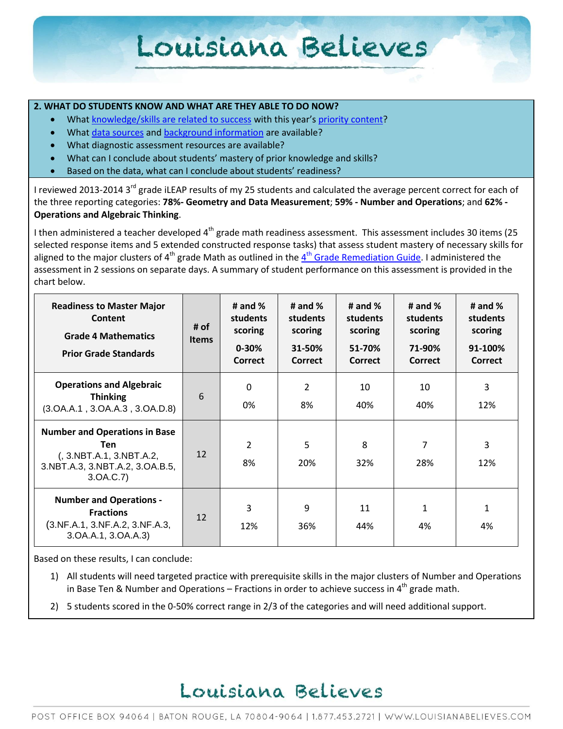**2. WHAT DO STUDENTS KNOW AND WHAT ARE THEY ABLE TO DO NOW?**

- What knowledge/skills are related to success with this year's priority content?
- What data sources and background information are available?
- What diagnostic assessment resources are available?
- What can I conclude about students' mastery of prior knowledge and skills?
- Based on the data, what can I conclude about students' readiness?

I reviewed 2013-2014 3rd grade iLEAP results of my 25 students and calculated the average percent correct for each of the three reporting categories: **78%- Geometry and Data Measurement**; **59% - Number and Operations**; and **62% - Operations and Algebraic Thinking**.

I then administered a teacher developed 4th grade math readiness assessment. This assessment includes 30 items (25 selected response items and 5 extended constructed response tasks) that assess student mastery of necessary skills for aligned to the major clusters of 4th grade Math as outlined in the 4th Grade Remediation Guide. I administered the assessment in 2 sessions on separate days. A summary of student performance on this assessment is provided in the chart below.

| Readiness to Master Major Content<br>Grade 4 Mathematics<br>Prior Grade Standards | # of Items | # and % students scoring<br>0-30% Correct | # and % students scoring<br>31-50% Correct | # and % students scoring<br>51-70% Correct | # and % students scoring<br>71-90% Correct | # and % students scoring<br>91-100% Correct |
|---|---|---|---|---|---|---|
| **Operations and Algebraic Thinking**<br>(3.OA.A.1 , 3.OA.A.3 , 3.OA.D.8) | 6 | 0<br>0% | 2<br>8% | 10<br>40% | 10<br>40% | 3<br>12% |
| **Number and Operations in Base Ten**<br>(, 3.NBT.A.1, 3.NBT.A.2, 3.NBT.A.3, 3.NBT.A.2, 3.OA.B.5, 3.OA.C.7) | 12 | 2<br>8% | 5<br>20% | 8<br>32% | 7<br>28% | 3<br>12% |
| **Number and Operations - Fractions**<br>(3.NF.A.1, 3.NF.A.2, 3.NF.A.3, 3.OA.A.1, 3.OA.A.3) | 12 | 3<br>12% | 9<br>36% | 11<br>44% | 1<br>4% | 1<br>4% |

Based on these results, I can conclude:

1) All students will need targeted practice with prerequisite skills in the major clusters of Number and Operations in Base Ten & Number and Operations – Fractions in order to achieve success in 4th grade math.
2) 5 students scored in the 0-50% correct range in 2/3 of the categories and will need additional support.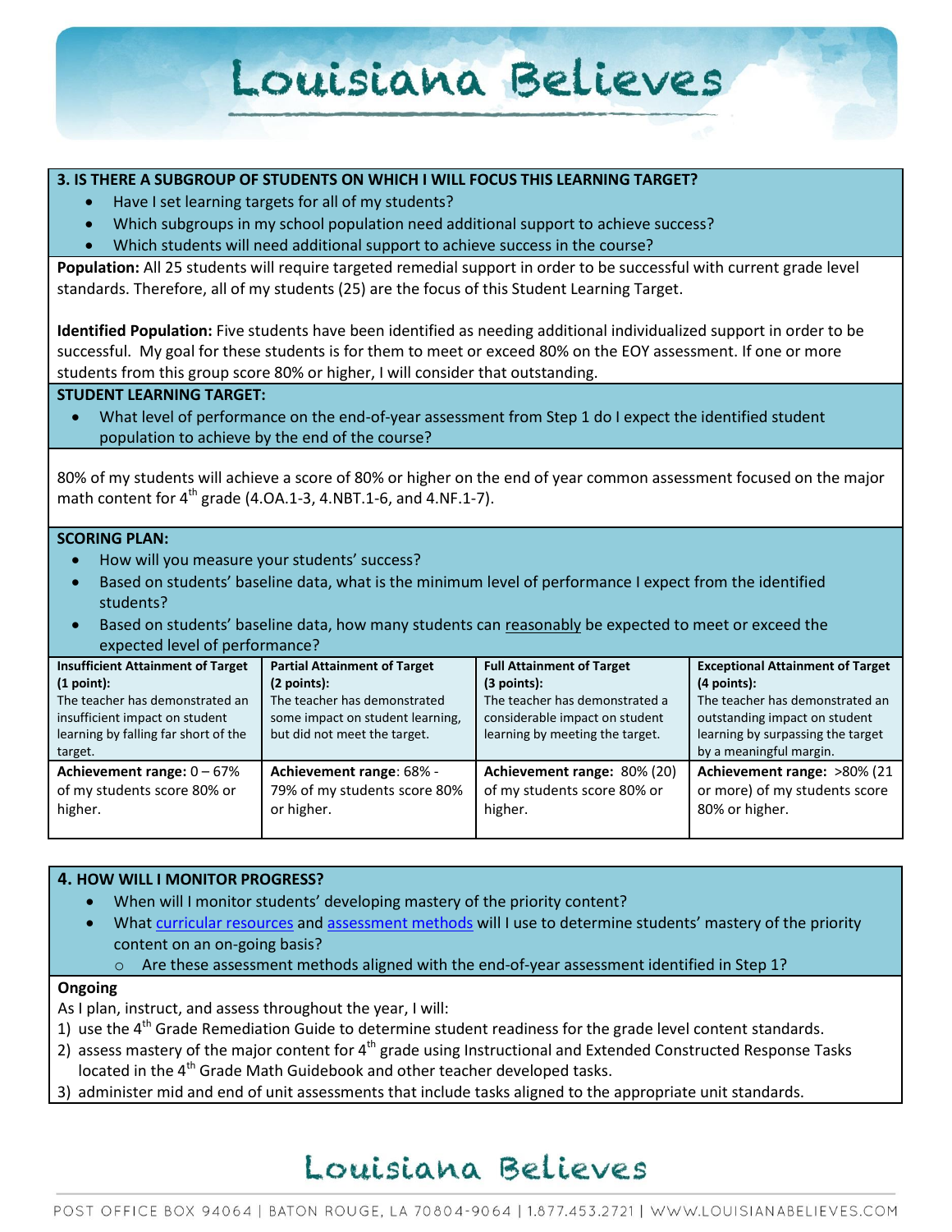### 3. IS THERE A SUBGROUP OF STUDENTS ON WHICH I WILL FOCUS THIS LEARNING TARGET?

- Have I set learning targets for all of my students?
- Which subgroups in my school population need additional support to achieve success?
- Which students will need additional support to achieve success in the course?

**Population:** All 25 students will require targeted remedial support in order to be successful with current grade level standards. Therefore, all of my students (25) are the focus of this Student Learning Target.

**Identified Population:** Five students have been identified as needing additional individualized support in order to be successful. My goal for these students is for them to meet or exceed 80% on the EOY assessment. If one or more students from this group score 80% or higher, I will consider that outstanding.

### STUDENT LEARNING TARGET:

- What level of performance on the end-of-year assessment from Step 1 do I expect the identified student population to achieve by the end of the course?

80% of my students will achieve a score of 80% or higher on the end of year common assessment focused on the major math content for 4th grade (4.OA.1-3, 4.NBT.1-6, and 4.NF.1-7).

### SCORING PLAN:

- How will you measure your students' success?
- Based on students' baseline data, what is the minimum level of performance I expect from the identified students?
- Based on students' baseline data, how many students can reasonably be expected to meet or exceed the expected level of performance?

| **Insufficient Attainment of Target (1 point):** The teacher has demonstrated an insufficient impact on student learning by falling far short of the target. | **Partial Attainment of Target (2 points):** The teacher has demonstrated some impact on student learning, but did not meet the target. | **Full Attainment of Target (3 points):** The teacher has demonstrated a considerable impact on student learning by meeting the target. | **Exceptional Attainment of Target (4 points):** The teacher has demonstrated an outstanding impact on student learning by surpassing the target by a meaningful margin. |
|---|---|---|---|
| **Achievement range:** 0 – 67% of my students score 80% or higher. | **Achievement range**: 68% - 79% of my students score 80% or higher. | **Achievement range:** 80% (20) of my students score 80% or higher. | **Achievement range:** >80% (21 or more) of my students score 80% or higher. |

### 4. HOW WILL I MONITOR PROGRESS?

- When will I monitor students' developing mastery of the priority content?
- What curricular resources and assessment methods will I use to determine students' mastery of the priority content on an on-going basis?
  - Are these assessment methods aligned with the end-of-year assessment identified in Step 1?

**Ongoing**

As I plan, instruct, and assess throughout the year, I will:

1) use the 4th Grade Remediation Guide to determine student readiness for the grade level content standards.
2) assess mastery of the major content for 4th grade using Instructional and Extended Constructed Response Tasks located in the 4th Grade Math Guidebook and other teacher developed tasks.
3) administer mid and end of unit assessments that include tasks aligned to the appropriate unit standards.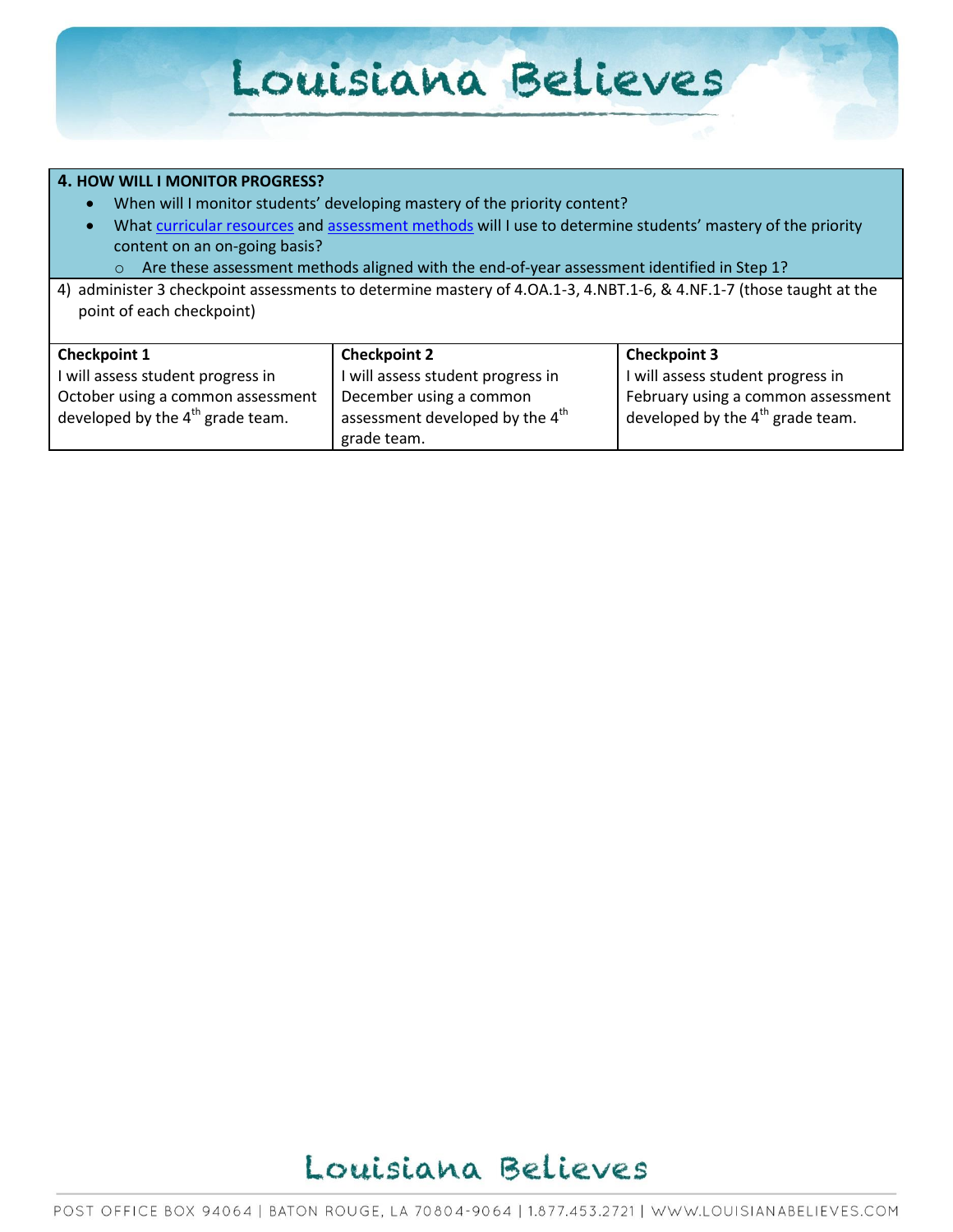**4. HOW WILL I MONITOR PROGRESS?**

- When will I monitor students' developing mastery of the priority content?
- What curricular resources and assessment methods will I use to determine students' mastery of the priority content on an on-going basis?
  - Are these assessment methods aligned with the end-of-year assessment identified in Step 1?

4) administer 3 checkpoint assessments to determine mastery of 4.OA.1-3, 4.NBT.1-6, & 4.NF.1-7 (those taught at the point of each checkpoint)

| **Checkpoint 1** | **Checkpoint 2** | **Checkpoint 3** |
|---|---|---|
| I will assess student progress in October using a common assessment developed by the 4th grade team. | I will assess student progress in December using a common assessment developed by the 4th grade team. | I will assess student progress in February using a common assessment developed by the 4th grade team. |